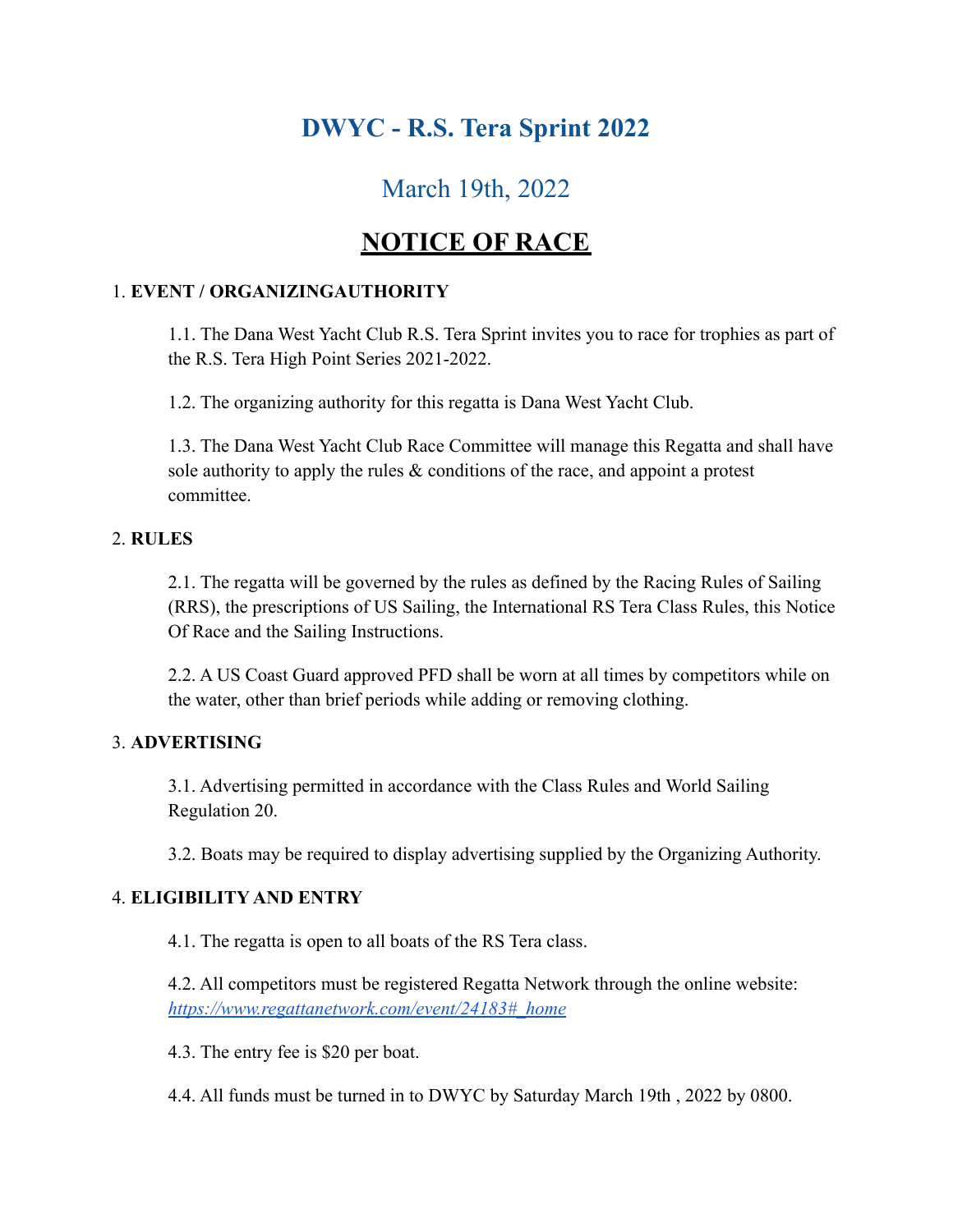# DWYC - R.S. Tera Sprint 2022

## March 19th, 2022

## NOTICE OF RACE

1. **EVENT / ORGANIZINGAUTHORITY**

   1.1. The Dana West Yacht Club R.S. Tera Sprint invites you to race for trophies as part of the R.S. Tera High Point Series 2021-2022.

   1.2. The organizing authority for this regatta is Dana West Yacht Club.

   1.3. The Dana West Yacht Club Race Committee will manage this Regatta and shall have sole authority to apply the rules & conditions of the race, and appoint a protest committee.

2. **RULES**

   2.1. The regatta will be governed by the rules as defined by the Racing Rules of Sailing (RRS), the prescriptions of US Sailing, the International RS Tera Class Rules, this Notice Of Race and the Sailing Instructions.

   2.2. A US Coast Guard approved PFD shall be worn at all times by competitors while on the water, other than brief periods while adding or removing clothing.

3. **ADVERTISING**

   3.1. Advertising permitted in accordance with the Class Rules and World Sailing Regulation 20.

   3.2. Boats may be required to display advertising supplied by the Organizing Authority.

4. **ELIGIBILITY AND ENTRY**

   4.1. The regatta is open to all boats of the RS Tera class.

   4.2. All competitors must be registered Regatta Network through the online website: *https://www.regattanetwork.com/event/24183#_home*

   4.3. The entry fee is $20 per boat.

   4.4. All funds must be turned in to DWYC by Saturday March 19th , 2022 by 0800.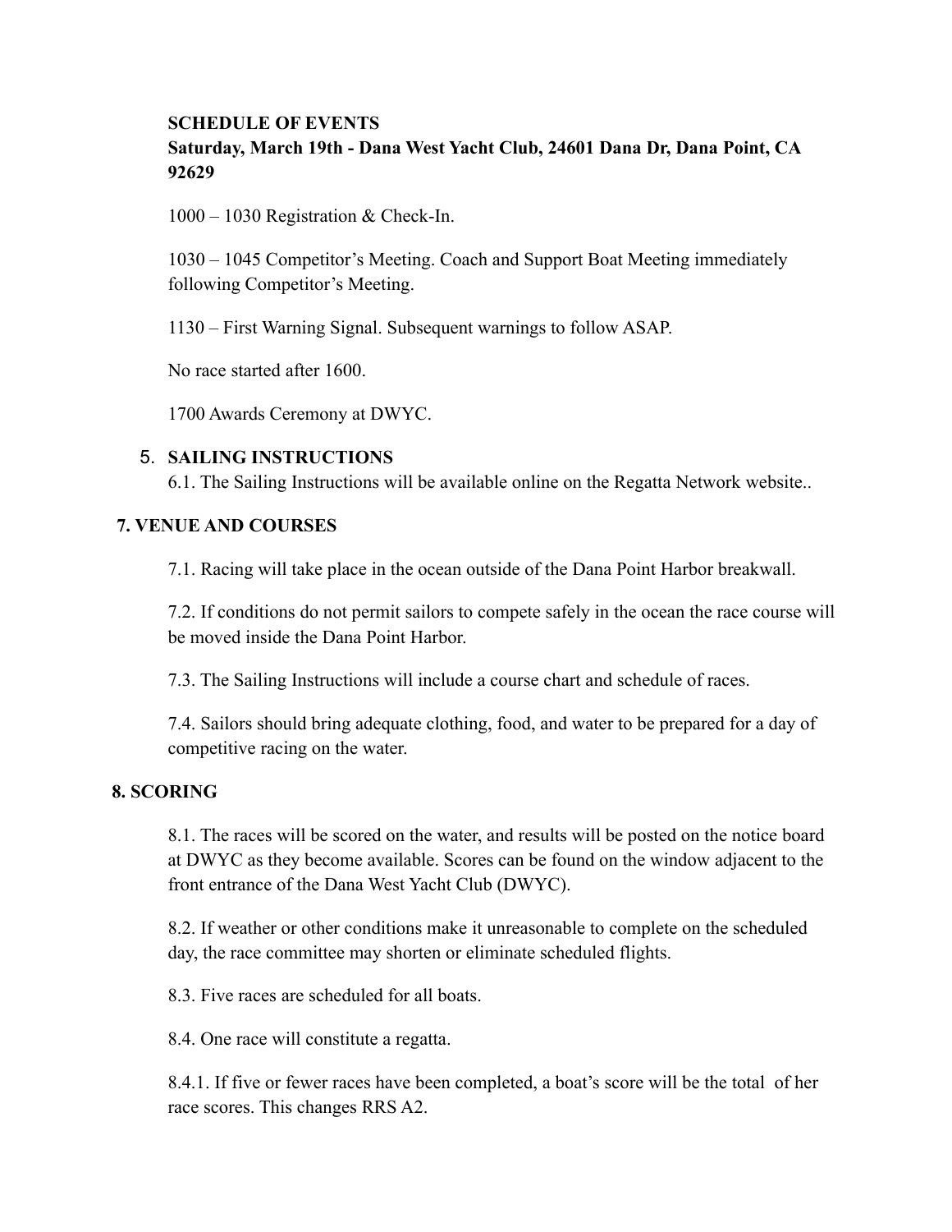**SCHEDULE OF EVENTS**
**Saturday, March 19th - Dana West Yacht Club, 24601 Dana Dr, Dana Point, CA 92629**

1000 – 1030 Registration & Check-In.

1030 – 1045 Competitor's Meeting. Coach and Support Boat Meeting immediately following Competitor's Meeting.

1130 – First Warning Signal. Subsequent warnings to follow ASAP.

No race started after 1600.

1700 Awards Ceremony at DWYC.

## 5. SAILING INSTRUCTIONS

6.1. The Sailing Instructions will be available online on the Regatta Network website..

## 7. VENUE AND COURSES

7.1. Racing will take place in the ocean outside of the Dana Point Harbor breakwall.

7.2. If conditions do not permit sailors to compete safely in the ocean the race course will be moved inside the Dana Point Harbor.

7.3. The Sailing Instructions will include a course chart and schedule of races.

7.4. Sailors should bring adequate clothing, food, and water to be prepared for a day of competitive racing on the water.

## 8. SCORING

8.1. The races will be scored on the water, and results will be posted on the notice board at DWYC as they become available. Scores can be found on the window adjacent to the front entrance of the Dana West Yacht Club (DWYC).

8.2. If weather or other conditions make it unreasonable to complete on the scheduled day, the race committee may shorten or eliminate scheduled flights.

8.3. Five races are scheduled for all boats.

8.4. One race will constitute a regatta.

8.4.1. If five or fewer races have been completed, a boat's score will be the total of her race scores. This changes RRS A2.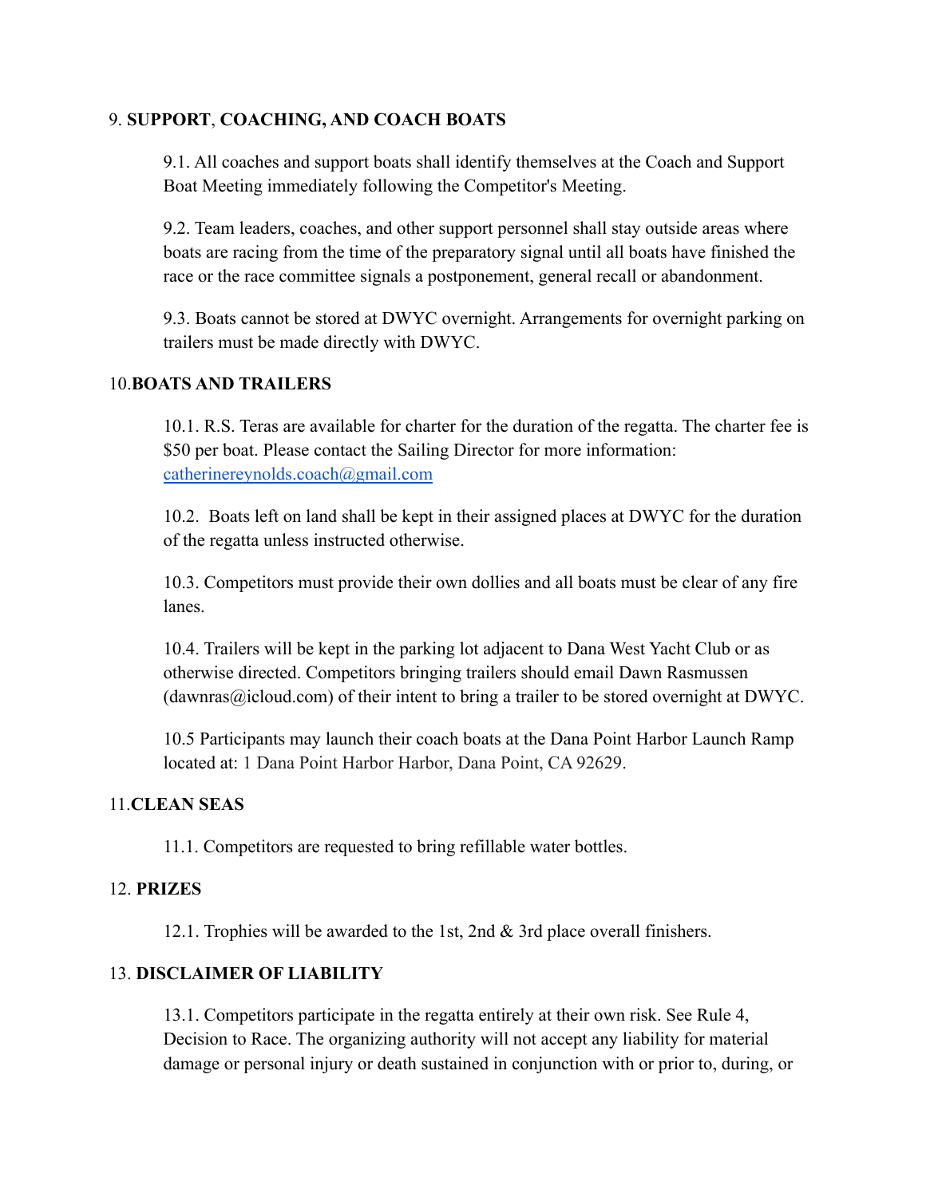9. **SUPPORT**, **COACHING, AND COACH BOATS**

9.1. All coaches and support boats shall identify themselves at the Coach and Support Boat Meeting immediately following the Competitor's Meeting.

9.2. Team leaders, coaches, and other support personnel shall stay outside areas where boats are racing from the time of the preparatory signal until all boats have finished the race or the race committee signals a postponement, general recall or abandonment.

9.3. Boats cannot be stored at DWYC overnight. Arrangements for overnight parking on trailers must be made directly with DWYC.

10.**BOATS AND TRAILERS**

10.1. R.S. Teras are available for charter for the duration of the regatta. The charter fee is $50 per boat. Please contact the Sailing Director for more information: [catherinereynolds.coach@gmail.com](mailto:catherinereynolds.coach@gmail.com)

10.2. Boats left on land shall be kept in their assigned places at DWYC for the duration of the regatta unless instructed otherwise.

10.3. Competitors must provide their own dollies and all boats must be clear of any fire lanes.

10.4. Trailers will be kept in the parking lot adjacent to Dana West Yacht Club or as otherwise directed. Competitors bringing trailers should email Dawn Rasmussen (dawnras@icloud.com) of their intent to bring a trailer to be stored overnight at DWYC.

10.5 Participants may launch their coach boats at the Dana Point Harbor Launch Ramp located at: 1 Dana Point Harbor Harbor, Dana Point, CA 92629.

11.**CLEAN SEAS**

11.1. Competitors are requested to bring refillable water bottles.

12. **PRIZES**

12.1. Trophies will be awarded to the 1st, 2nd & 3rd place overall finishers.

13. **DISCLAIMER OF LIABILITY**

13.1. Competitors participate in the regatta entirely at their own risk. See Rule 4, Decision to Race. The organizing authority will not accept any liability for material damage or personal injury or death sustained in conjunction with or prior to, during, or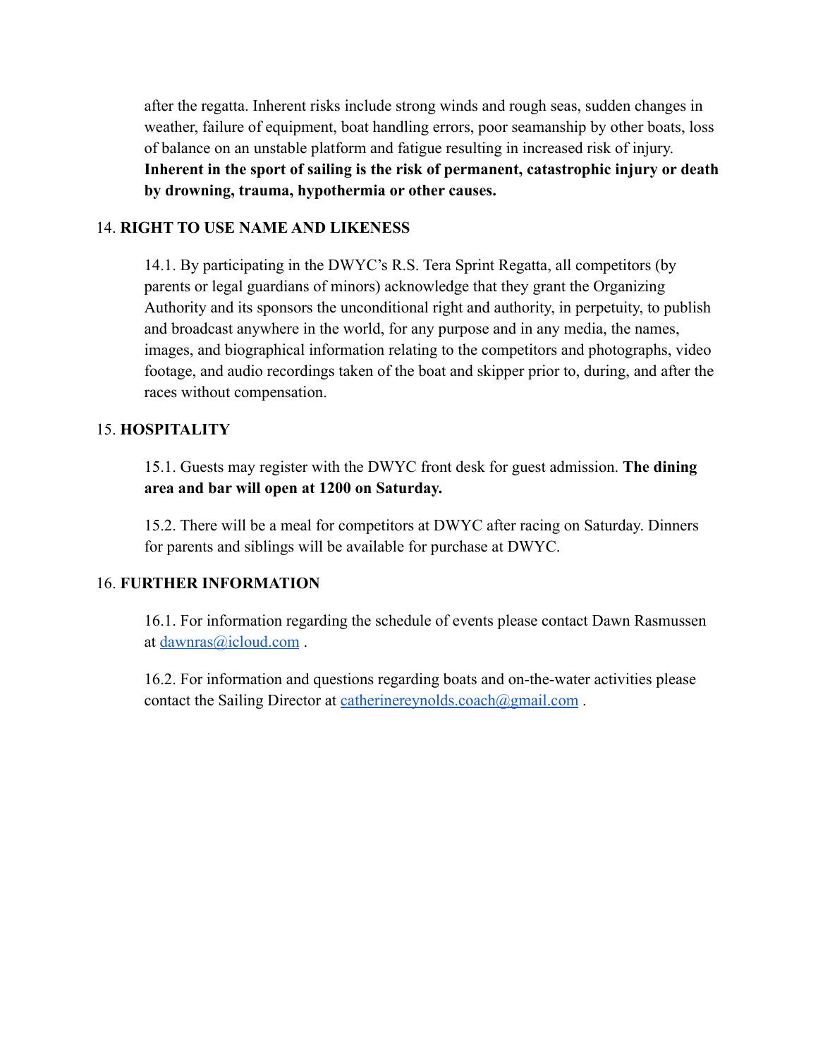after the regatta. Inherent risks include strong winds and rough seas, sudden changes in weather, failure of equipment, boat handling errors, poor seamanship by other boats, loss of balance on an unstable platform and fatigue resulting in increased risk of injury. **Inherent in the sport of sailing is the risk of permanent, catastrophic injury or death by drowning, trauma, hypothermia or other causes.**

14. **RIGHT TO USE NAME AND LIKENESS**

14.1. By participating in the DWYC's R.S. Tera Sprint Regatta, all competitors (by parents or legal guardians of minors) acknowledge that they grant the Organizing Authority and its sponsors the unconditional right and authority, in perpetuity, to publish and broadcast anywhere in the world, for any purpose and in any media, the names, images, and biographical information relating to the competitors and photographs, video footage, and audio recordings taken of the boat and skipper prior to, during, and after the races without compensation.

15. **HOSPITALITY**

15.1. Guests may register with the DWYC front desk for guest admission. **The dining area and bar will open at 1200 on Saturday.**

15.2. There will be a meal for competitors at DWYC after racing on Saturday. Dinners for parents and siblings will be available for purchase at DWYC.

16. **FURTHER INFORMATION**

16.1. For information regarding the schedule of events please contact Dawn Rasmussen at dawnras@icloud.com .

16.2. For information and questions regarding boats and on-the-water activities please contact the Sailing Director at catherinereynolds.coach@gmail.com .